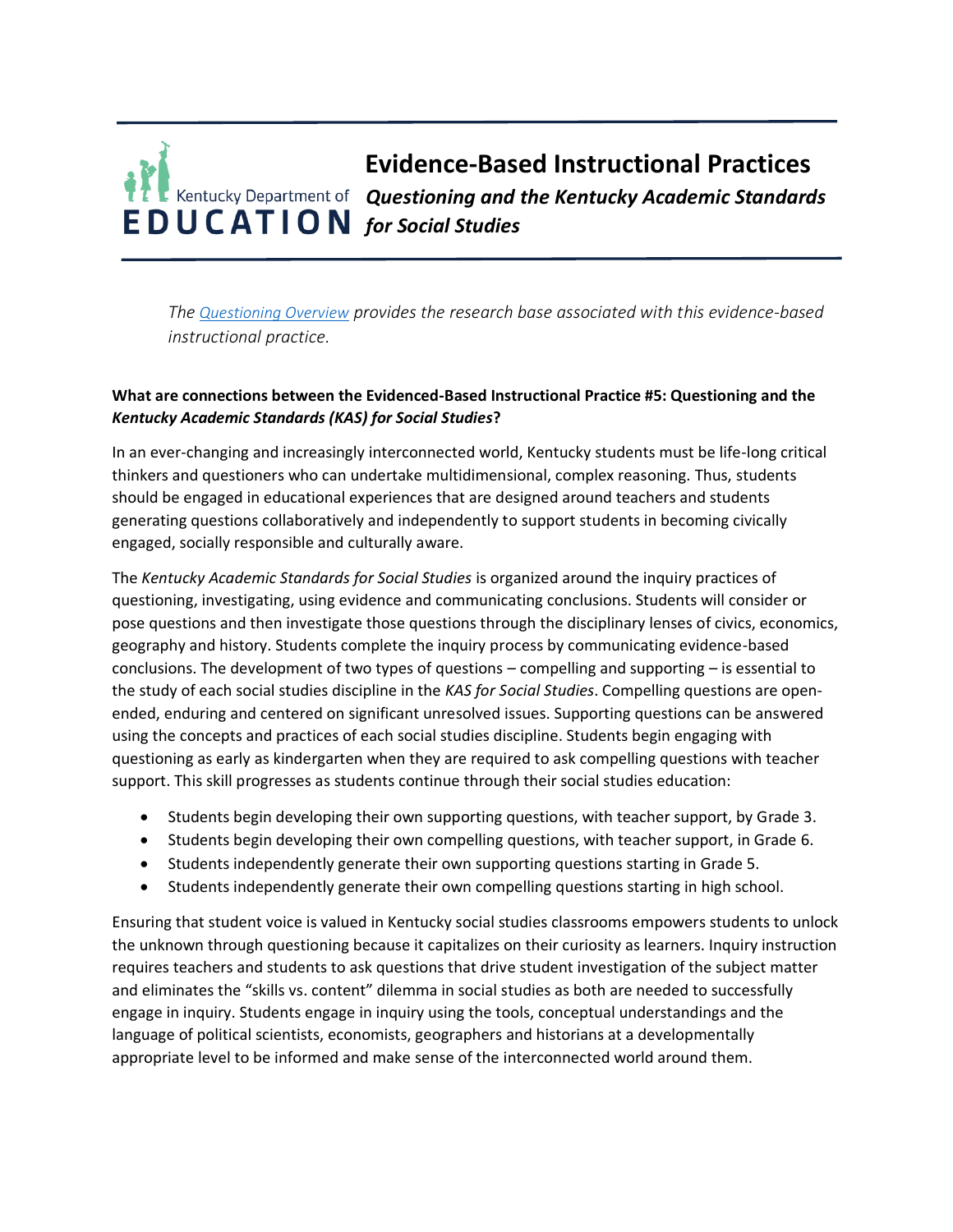# Evidence-Based Instructional Practices

## *Questioning and the Kentucky Academic Standards for Social Studies*

*The [Questioning Overview] provides the research base associated with this evidence-based instructional practice.*

**What are connections between the Evidenced-Based Instructional Practice #5: Questioning and the *Kentucky Academic Standards (KAS) for Social Studies*?**

In an ever-changing and increasingly interconnected world, Kentucky students must be life-long critical thinkers and questioners who can undertake multidimensional, complex reasoning. Thus, students should be engaged in educational experiences that are designed around teachers and students generating questions collaboratively and independently to support students in becoming civically engaged, socially responsible and culturally aware.

The *Kentucky Academic Standards for Social Studies* is organized around the inquiry practices of questioning, investigating, using evidence and communicating conclusions. Students will consider or pose questions and then investigate those questions through the disciplinary lenses of civics, economics, geography and history. Students complete the inquiry process by communicating evidence-based conclusions. The development of two types of questions – compelling and supporting – is essential to the study of each social studies discipline in the *KAS for Social Studies*. Compelling questions are open-ended, enduring and centered on significant unresolved issues. Supporting questions can be answered using the concepts and practices of each social studies discipline. Students begin engaging with questioning as early as kindergarten when they are required to ask compelling questions with teacher support. This skill progresses as students continue through their social studies education:

- Students begin developing their own supporting questions, with teacher support, by Grade 3.
- Students begin developing their own compelling questions, with teacher support, in Grade 6.
- Students independently generate their own supporting questions starting in Grade 5.
- Students independently generate their own compelling questions starting in high school.

Ensuring that student voice is valued in Kentucky social studies classrooms empowers students to unlock the unknown through questioning because it capitalizes on their curiosity as learners. Inquiry instruction requires teachers and students to ask questions that drive student investigation of the subject matter and eliminates the "skills vs. content" dilemma in social studies as both are needed to successfully engage in inquiry. Students engage in inquiry using the tools, conceptual understandings and the language of political scientists, economists, geographers and historians at a developmentally appropriate level to be informed and make sense of the interconnected world around them.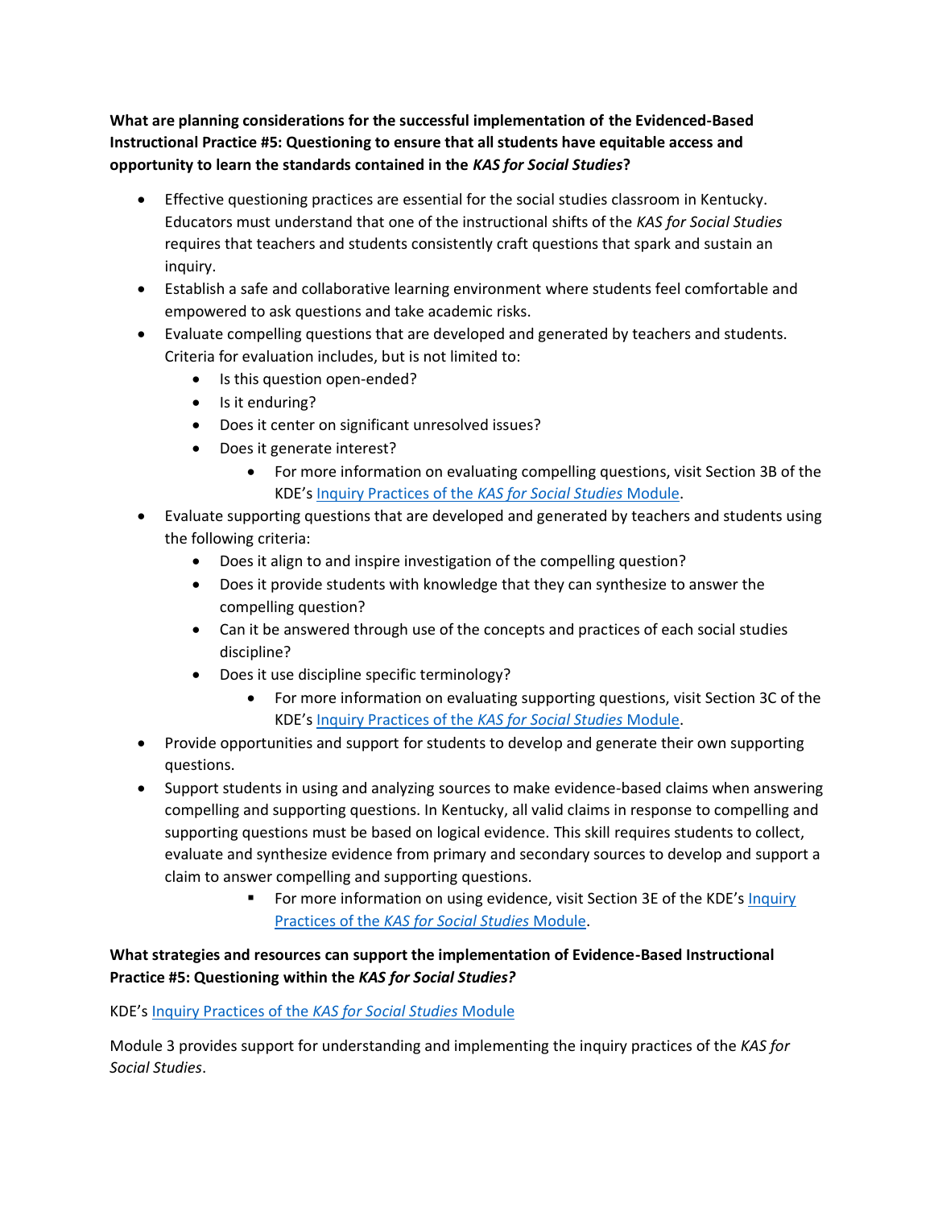**What are planning considerations for the successful implementation of the Evidenced-Based Instructional Practice #5: Questioning to ensure that all students have equitable access and opportunity to learn the standards contained in the *KAS for Social Studies*?**

- Effective questioning practices are essential for the social studies classroom in Kentucky. Educators must understand that one of the instructional shifts of the *KAS for Social Studies* requires that teachers and students consistently craft questions that spark and sustain an inquiry.
- Establish a safe and collaborative learning environment where students feel comfortable and empowered to ask questions and take academic risks.
- Evaluate compelling questions that are developed and generated by teachers and students. Criteria for evaluation includes, but is not limited to:
  - Is this question open-ended?
  - Is it enduring?
  - Does it center on significant unresolved issues?
  - Does it generate interest?
    - For more information on evaluating compelling questions, visit Section 3B of the KDE's [Inquiry Practices of the *KAS for Social Studies* Module]().
- Evaluate supporting questions that are developed and generated by teachers and students using the following criteria:
  - Does it align to and inspire investigation of the compelling question?
  - Does it provide students with knowledge that they can synthesize to answer the compelling question?
  - Can it be answered through use of the concepts and practices of each social studies discipline?
  - Does it use discipline specific terminology?
    - For more information on evaluating supporting questions, visit Section 3C of the KDE's [Inquiry Practices of the *KAS for Social Studies* Module]().
- Provide opportunities and support for students to develop and generate their own supporting questions.
- Support students in using and analyzing sources to make evidence-based claims when answering compelling and supporting questions. In Kentucky, all valid claims in response to compelling and supporting questions must be based on logical evidence. This skill requires students to collect, evaluate and synthesize evidence from primary and secondary sources to develop and support a claim to answer compelling and supporting questions.
    - For more information on using evidence, visit Section 3E of the KDE's [Inquiry Practices of the *KAS for Social Studies* Module]().

**What strategies and resources can support the implementation of Evidence-Based Instructional Practice #5: Questioning within the *KAS for Social Studies?***

KDE's [Inquiry Practices of the *KAS for Social Studies* Module]()

Module 3 provides support for understanding and implementing the inquiry practices of the *KAS for Social Studies*.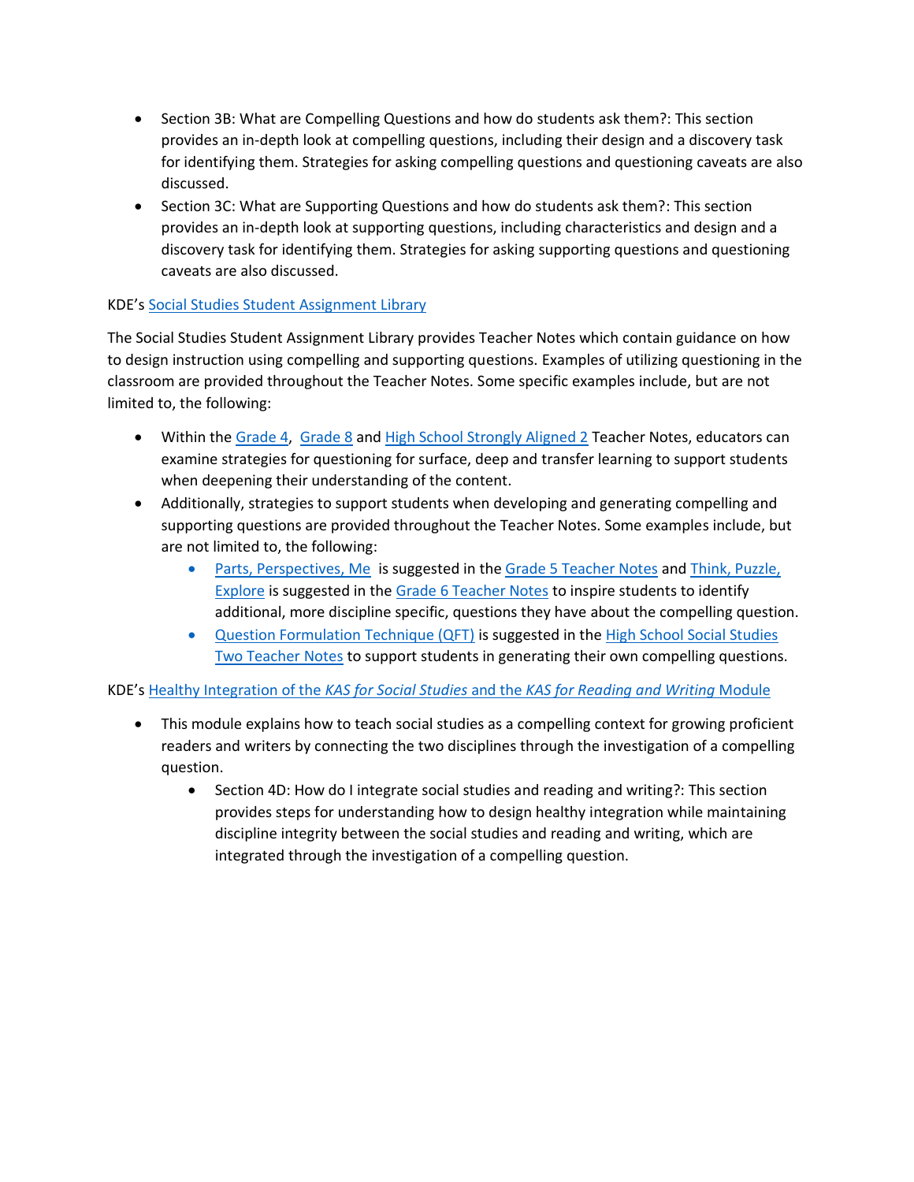- Section 3B: What are Compelling Questions and how do students ask them?: This section provides an in-depth look at compelling questions, including their design and a discovery task for identifying them. Strategies for asking compelling questions and questioning caveats are also discussed.
- Section 3C: What are Supporting Questions and how do students ask them?: This section provides an in-depth look at supporting questions, including characteristics and design and a discovery task for identifying them. Strategies for asking supporting questions and questioning caveats are also discussed.

KDE's Social Studies Student Assignment Library

The Social Studies Student Assignment Library provides Teacher Notes which contain guidance on how to design instruction using compelling and supporting questions. Examples of utilizing questioning in the classroom are provided throughout the Teacher Notes. Some specific examples include, but are not limited to, the following:

- Within the Grade 4, Grade 8 and High School Strongly Aligned 2 Teacher Notes, educators can examine strategies for questioning for surface, deep and transfer learning to support students when deepening their understanding of the content.
- Additionally, strategies to support students when developing and generating compelling and supporting questions are provided throughout the Teacher Notes. Some examples include, but are not limited to, the following:
    - Parts, Perspectives, Me is suggested in the Grade 5 Teacher Notes and Think, Puzzle, Explore is suggested in the Grade 6 Teacher Notes to inspire students to identify additional, more discipline specific, questions they have about the compelling question.
    - Question Formulation Technique (QFT) is suggested in the High School Social Studies Two Teacher Notes to support students in generating their own compelling questions.

KDE's Healthy Integration of the *KAS for Social Studies* and the *KAS for Reading and Writing* Module

- This module explains how to teach social studies as a compelling context for growing proficient readers and writers by connecting the two disciplines through the investigation of a compelling question.
    - Section 4D: How do I integrate social studies and reading and writing?: This section provides steps for understanding how to design healthy integration while maintaining discipline integrity between the social studies and reading and writing, which are integrated through the investigation of a compelling question.